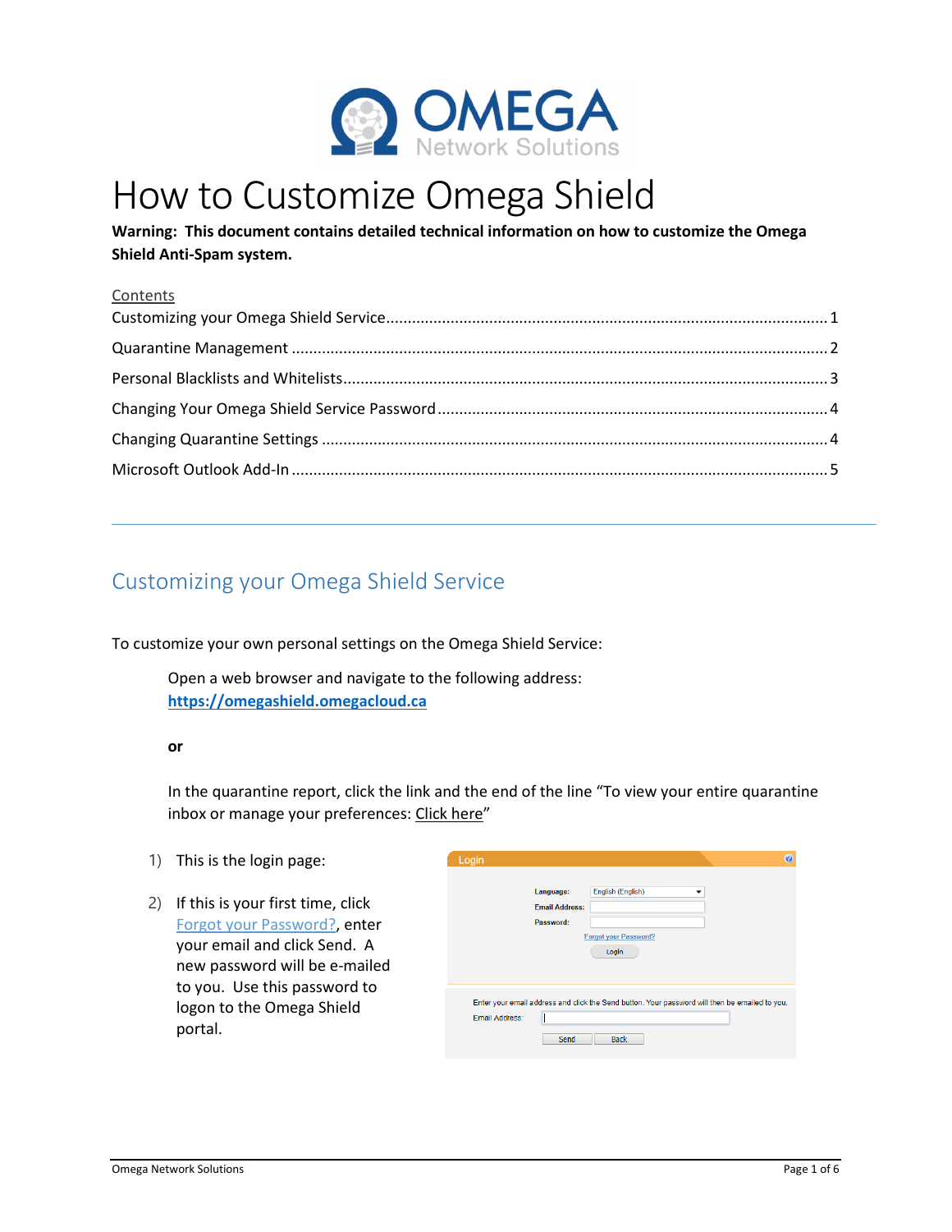# How to Customize Omega Shield

**Warning: This document contains detailed technical information on how to customize the Omega Shield Anti-Spam system.**

Contents

Customizing your Omega Shield Service .......... 1
Quarantine Management .......... 2
Personal Blacklists and Whitelists .......... 3
Changing Your Omega Shield Service Password .......... 4
Changing Quarantine Settings .......... 4
Microsoft Outlook Add-In .......... 5

## Customizing your Omega Shield Service

To customize your own personal settings on the Omega Shield Service:

Open a web browser and navigate to the following address: **https://omegashield.omegacloud.ca**

**or**

In the quarantine report, click the link and the end of the line "To view your entire quarantine inbox or manage your preferences: Click here"

1) This is the login page:

2) If this is your first time, click Forgot your Password?, enter your email and click Send. A new password will be e-mailed to you. Use this password to logon to the Omega Shield portal.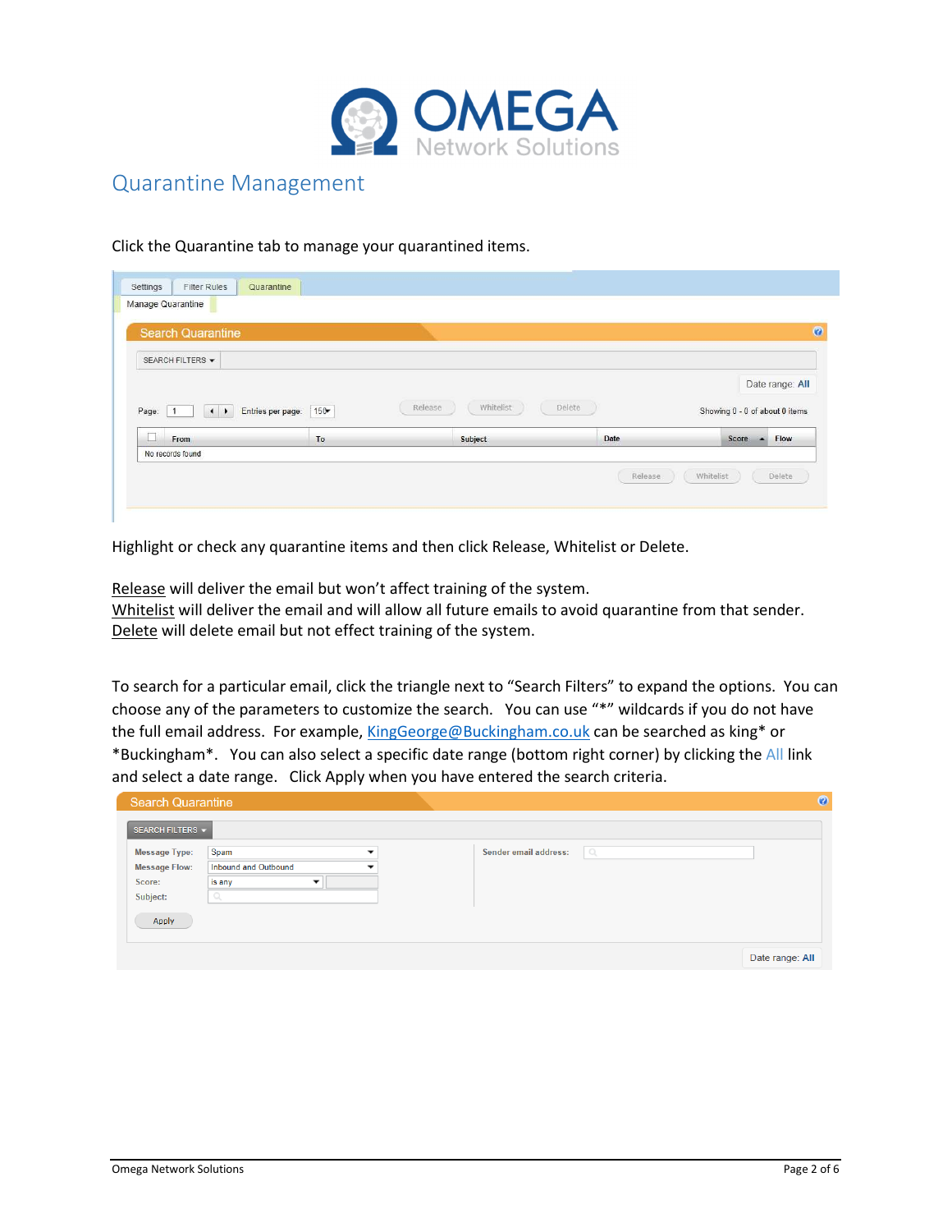# Quarantine Management

Click the Quarantine tab to manage your quarantined items.

Highlight or check any quarantine items and then click Release, Whitelist or Delete.

Release will deliver the email but won't affect training of the system.
Whitelist will deliver the email and will allow all future emails to avoid quarantine from that sender.
Delete will delete email but not effect training of the system.

To search for a particular email, click the triangle next to "Search Filters" to expand the options. You can choose any of the parameters to customize the search. You can use "*" wildcards if you do not have the full email address. For example, KingGeorge@Buckingham.co.uk can be searched as king* or *Buckingham*. You can also select a specific date range (bottom right corner) by clicking the All link and select a date range. Click Apply when you have entered the search criteria.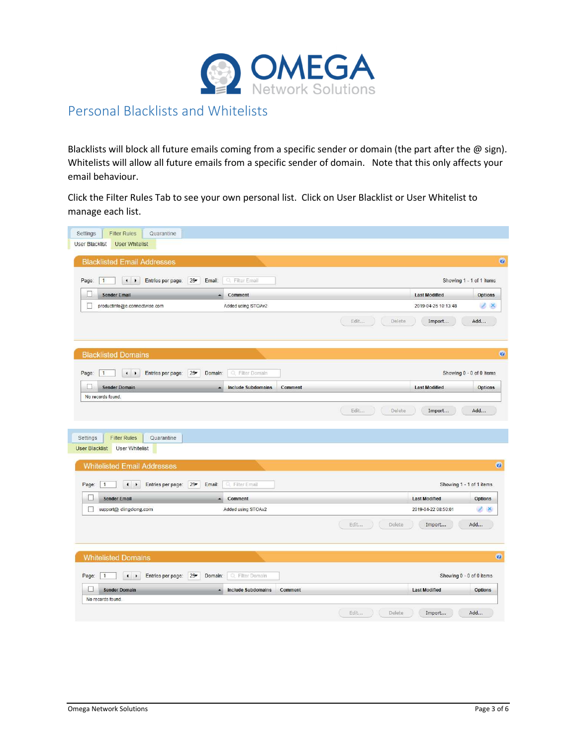# Personal Blacklists and Whitelists

Blacklists will block all future emails coming from a specific sender or domain (the part after the @ sign). Whitelists will allow all future emails from a specific sender of domain. Note that this only affects your email behaviour.

Click the Filter Rules Tab to see your own personal list. Click on User Blacklist or User Whitelist to manage each list.

Settings | Filter Rules | Quarantine

User Blacklist | User Whitelist

**Blacklisted Email Addresses**

Page: 1 Entries per page: 25 Email: Filter Email Showing 1 - 1 of 1 items

| Sender Email | Comment | Last Modified | Options |
|---|---|---|---|
| productinfo@e.connectwise.com | Added using STOAv2 | 2019-04-26 10:13:48 | |

Edit... Delete Import... Add...

**Blacklisted Domains**

Page: 1 Entries per page: 25 Domain: Filter Domain Showing 0 - 0 of 0 items

| Sender Domain | Include Subdomains | Comment | Last Modified | Options |
|---|---|---|---|---|
| No records found. | | | | |

Edit... Delete Import... Add...

Settings | Filter Rules | Quarantine

User Blacklist | User Whitelist

**Whitelisted Email Addresses**

Page: 1 Entries per page: 25 Email: Filter Email Showing 1 - 1 of 1 items

| Sender Email | Comment | Last Modified | Options |
|---|---|---|---|
| support@ dingdong.com | Added using STOAv2 | 2019-04-22 08:50:01 | |

Edit... Delete Import... Add...

**Whitelisted Domains**

Page: 1 Entries per page: 25 Domain: Filter Domain Showing 0 - 0 of 0 items

| Sender Domain | Include Subdomains | Comment | Last Modified | Options |
|---|---|---|---|---|
| No records found. | | | | |

Edit... Delete Import... Add...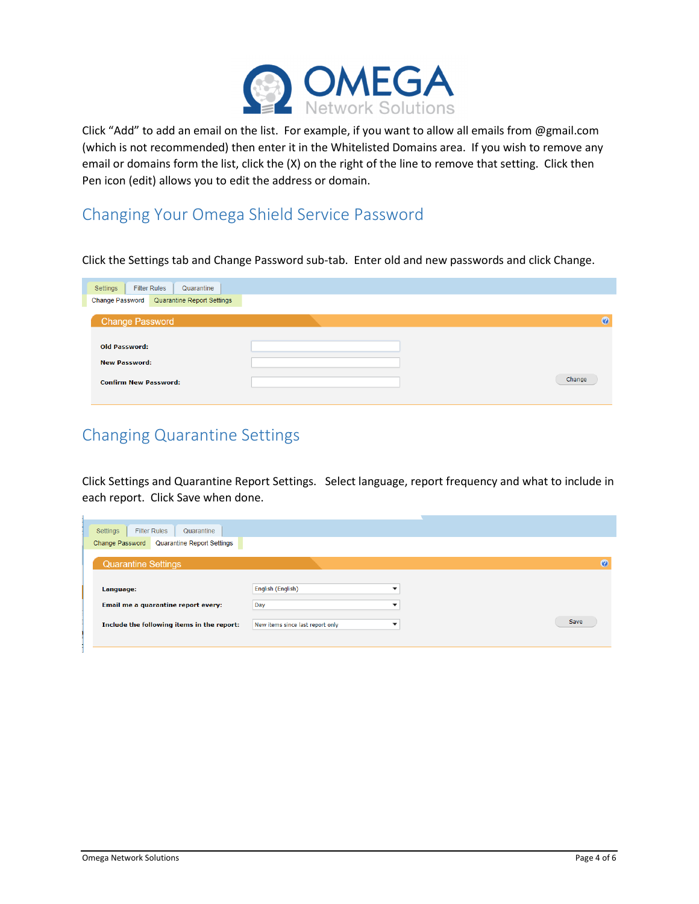Click “Add” to add an email on the list. For example, if you want to allow all emails from @gmail.com (which is not recommended) then enter it in the Whitelisted Domains area. If you wish to remove any email or domains form the list, click the (X) on the right of the line to remove that setting. Click then Pen icon (edit) allows you to edit the address or domain.

## Changing Your Omega Shield Service Password

Click the Settings tab and Change Password sub-tab. Enter old and new passwords and click Change.

## Changing Quarantine Settings

Click Settings and Quarantine Report Settings. Select language, report frequency and what to include in each report. Click Save when done.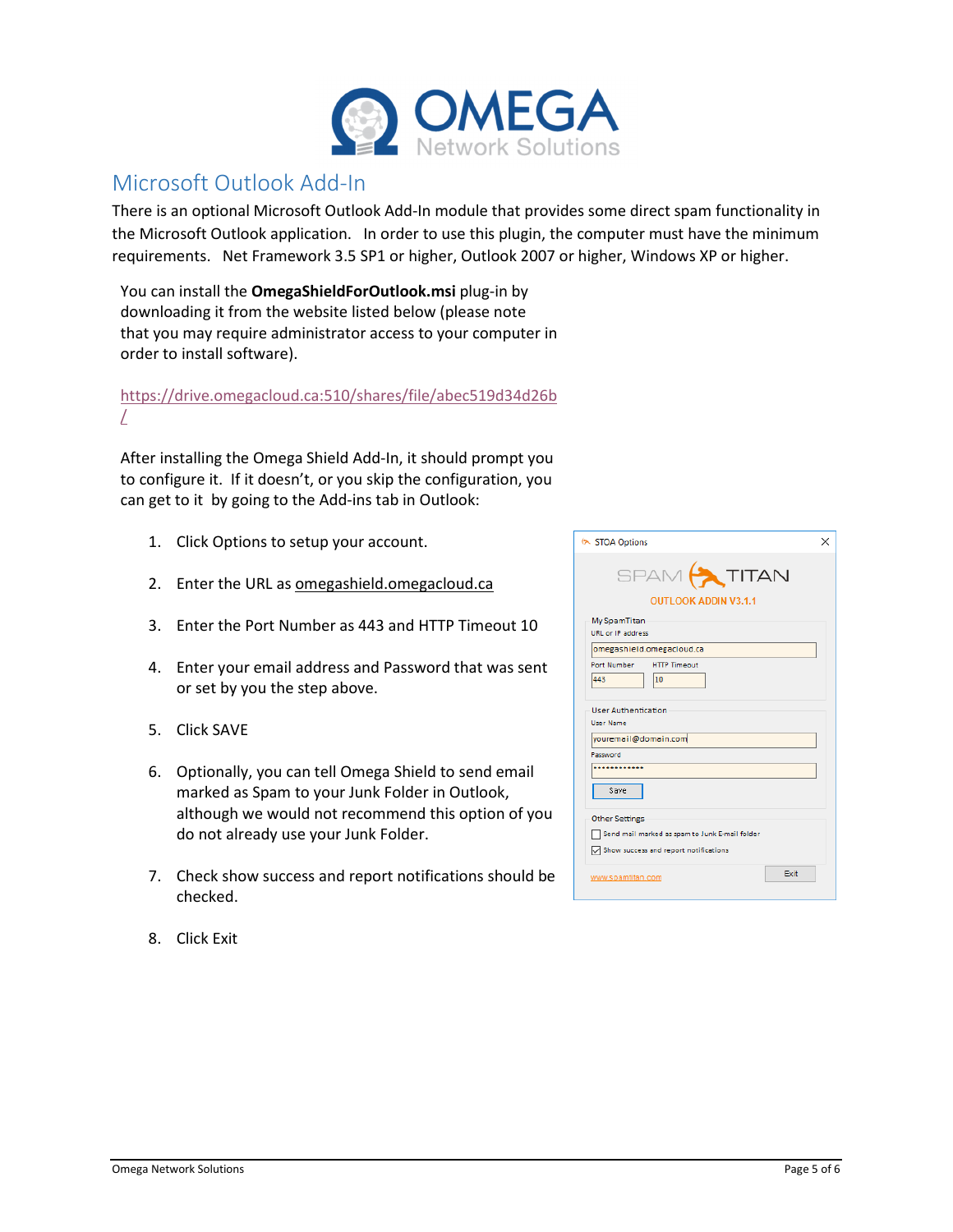## Microsoft Outlook Add-In

There is an optional Microsoft Outlook Add-In module that provides some direct spam functionality in the Microsoft Outlook application. In order to use this plugin, the computer must have the minimum requirements. Net Framework 3.5 SP1 or higher, Outlook 2007 or higher, Windows XP or higher.

You can install the **OmegaShieldForOutlook.msi** plug-in by downloading it from the website listed below (please note that you may require administrator access to your computer in order to install software).

https://drive.omegacloud.ca:510/shares/file/abec519d34d26b/

After installing the Omega Shield Add-In, it should prompt you to configure it. If it doesn't, or you skip the configuration, you can get to it by going to the Add-ins tab in Outlook:

1. Click Options to setup your account.
2. Enter the URL as omegashield.omegacloud.ca
3. Enter the Port Number as 443 and HTTP Timeout 10
4. Enter your email address and Password that was sent or set by you the step above.
5. Click SAVE
6. Optionally, you can tell Omega Shield to send email marked as Spam to your Junk Folder in Outlook, although we would not recommend this option of you do not already use your Junk Folder.
7. Check show success and report notifications should be checked.
8. Click Exit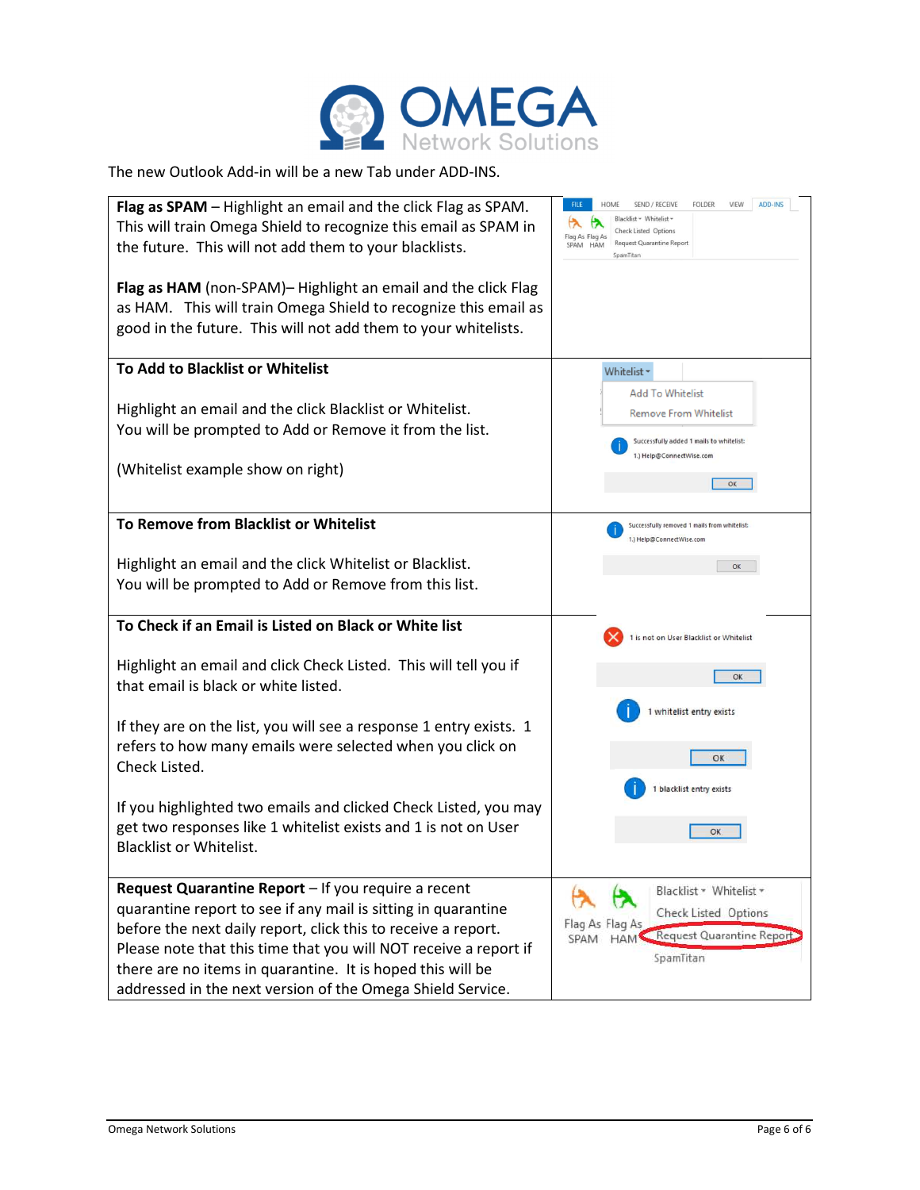The new Outlook Add-in will be a new Tab under ADD-INS.

| | |
|---|---|
| **Flag as SPAM** – Highlight an email and the click Flag as SPAM. This will train Omega Shield to recognize this email as SPAM in the future. This will not add them to your blacklists.<br><br>**Flag as HAM** (non-SPAM)– Highlight an email and the click Flag as HAM. This will train Omega Shield to recognize this email as good in the future. This will not add them to your whitelists. | FILE HOME SEND / RECEIVE FOLDER VIEW ADD-INS<br>Flag As SPAM Flag As HAM Blacklist Whitelist Check Listed Options Request Quarantine Report SpamTitan |
| **To Add to Blacklist or Whitelist**<br><br>Highlight an email and the click Blacklist or Whitelist. You will be prompted to Add or Remove it from the list.<br><br>(Whitelist example show on right) | Whitelist<br>Add To Whitelist<br>Remove From Whitelist<br>Successfully added 1 mails to whitelist:<br>1.) Help@ConnectWise.com<br>OK |
| **To Remove from Blacklist or Whitelist**<br><br>Highlight an email and the click Whitelist or Blacklist. You will be prompted to Add or Remove from this list. | Successfully removed 1 mails from whitelist:<br>1.) Help@ConnectWise.com<br>OK |
| **To Check if an Email is Listed on Black or White list**<br><br>Highlight an email and click Check Listed. This will tell you if that email is black or white listed.<br><br>If they are on the list, you will see a response 1 entry exists. 1 refers to how many emails were selected when you click on Check Listed.<br><br>If you highlighted two emails and clicked Check Listed, you may get two responses like 1 whitelist exists and 1 is not on User Blacklist or Whitelist. | 1 is not on User Blacklist or Whitelist<br>OK<br>1 whitelist entry exists<br>OK<br>1 blacklist entry exists<br>OK |
| **Request Quarantine Report** – If you require a recent quarantine report to see if any mail is sitting in quarantine before the next daily report, click this to receive a report. Please note that this time that you will NOT receive a report if there are no items in quarantine. It is hoped this will be addressed in the next version of the Omega Shield Service. | Flag As SPAM Flag As HAM Blacklist Whitelist Check Listed Options Request Quarantine Report SpamTitan |